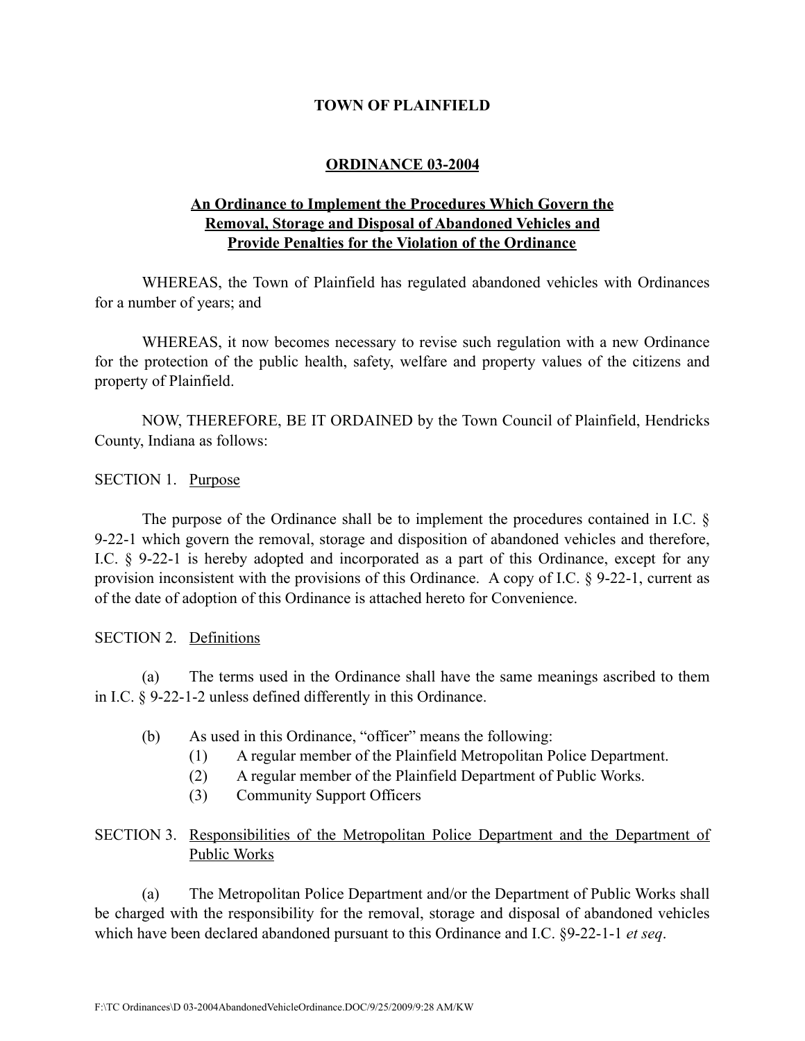**TOWN OF PLAINFIELD**

**ORDINANCE 03-2004**

**An Ordinance to Implement the Procedures Which Govern the Removal, Storage and Disposal of Abandoned Vehicles and Provide Penalties for the Violation of the Ordinance**

WHEREAS, the Town of Plainfield has regulated abandoned vehicles with Ordinances for a number of years; and

WHEREAS, it now becomes necessary to revise such regulation with a new Ordinance for the protection of the public health, safety, welfare and property values of the citizens and property of Plainfield.

NOW, THEREFORE, BE IT ORDAINED by the Town Council of Plainfield, Hendricks County, Indiana as follows:

SECTION 1. Purpose

The purpose of the Ordinance shall be to implement the procedures contained in I.C. § 9-22-1 which govern the removal, storage and disposition of abandoned vehicles and therefore, I.C. § 9-22-1 is hereby adopted and incorporated as a part of this Ordinance, except for any provision inconsistent with the provisions of this Ordinance. A copy of I.C. § 9-22-1, current as of the date of adoption of this Ordinance is attached hereto for Convenience.

SECTION 2. Definitions

(a) The terms used in the Ordinance shall have the same meanings ascribed to them in I.C. § 9-22-1-2 unless defined differently in this Ordinance.

(b) As used in this Ordinance, "officer" means the following:
   (1) A regular member of the Plainfield Metropolitan Police Department.
   (2) A regular member of the Plainfield Department of Public Works.
   (3) Community Support Officers

SECTION 3. Responsibilities of the Metropolitan Police Department and the Department of Public Works

(a) The Metropolitan Police Department and/or the Department of Public Works shall be charged with the responsibility for the removal, storage and disposal of abandoned vehicles which have been declared abandoned pursuant to this Ordinance and I.C. §9-22-1-1 *et seq*.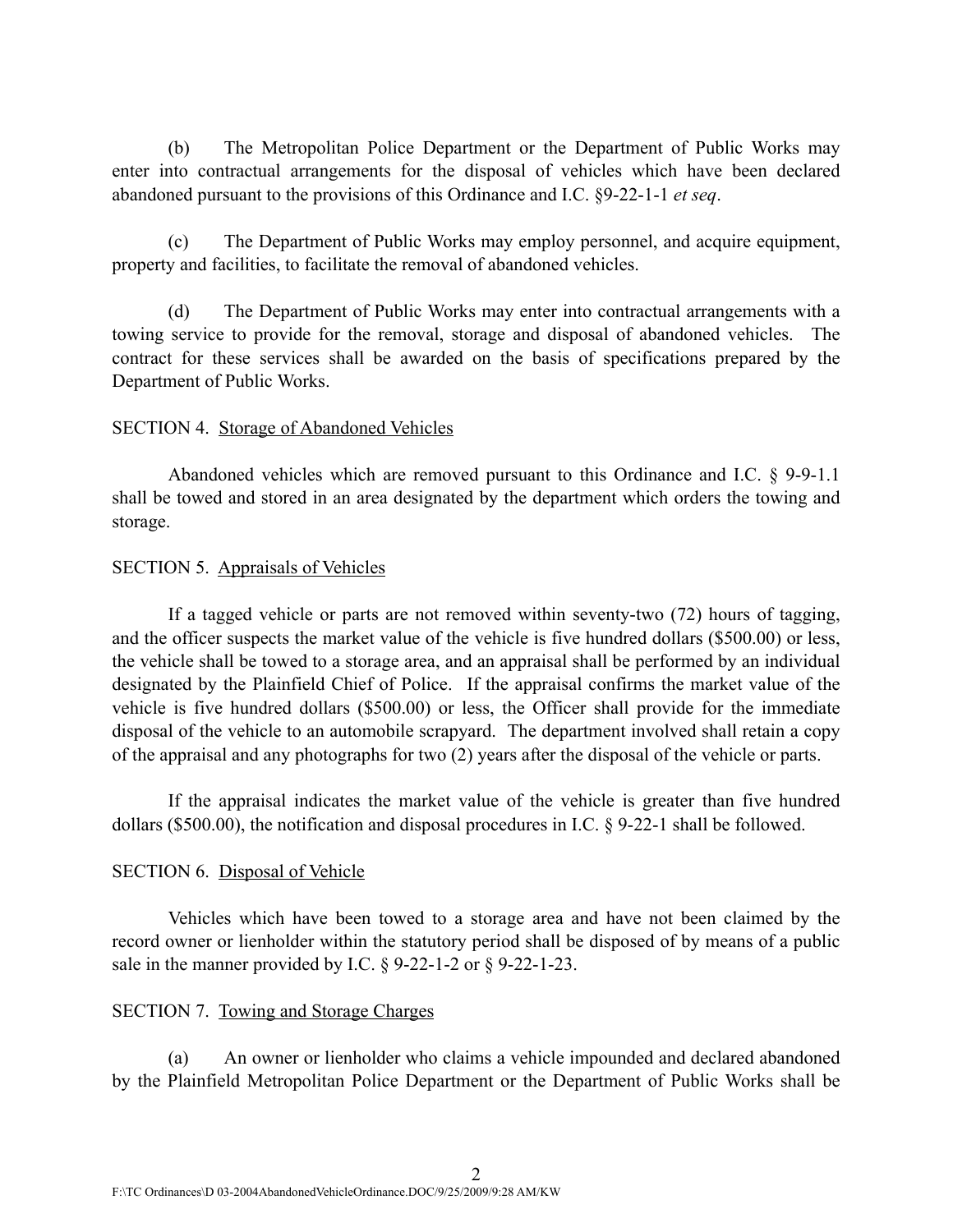(b) The Metropolitan Police Department or the Department of Public Works may enter into contractual arrangements for the disposal of vehicles which have been declared abandoned pursuant to the provisions of this Ordinance and I.C. §9-22-1-1 *et seq*.

(c) The Department of Public Works may employ personnel, and acquire equipment, property and facilities, to facilitate the removal of abandoned vehicles.

(d) The Department of Public Works may enter into contractual arrangements with a towing service to provide for the removal, storage and disposal of abandoned vehicles. The contract for these services shall be awarded on the basis of specifications prepared by the Department of Public Works.

SECTION 4. <u>Storage of Abandoned Vehicles</u>

Abandoned vehicles which are removed pursuant to this Ordinance and I.C. § 9-9-1.1 shall be towed and stored in an area designated by the department which orders the towing and storage.

SECTION 5. <u>Appraisals of Vehicles</u>

If a tagged vehicle or parts are not removed within seventy-two (72) hours of tagging, and the officer suspects the market value of the vehicle is five hundred dollars ($500.00) or less, the vehicle shall be towed to a storage area, and an appraisal shall be performed by an individual designated by the Plainfield Chief of Police. If the appraisal confirms the market value of the vehicle is five hundred dollars ($500.00) or less, the Officer shall provide for the immediate disposal of the vehicle to an automobile scrapyard. The department involved shall retain a copy of the appraisal and any photographs for two (2) years after the disposal of the vehicle or parts.

If the appraisal indicates the market value of the vehicle is greater than five hundred dollars ($500.00), the notification and disposal procedures in I.C. § 9-22-1 shall be followed.

SECTION 6. <u>Disposal of Vehicle</u>

Vehicles which have been towed to a storage area and have not been claimed by the record owner or lienholder within the statutory period shall be disposed of by means of a public sale in the manner provided by I.C. § 9-22-1-2 or § 9-22-1-23.

SECTION 7. <u>Towing and Storage Charges</u>

(a) An owner or lienholder who claims a vehicle impounded and declared abandoned by the Plainfield Metropolitan Police Department or the Department of Public Works shall be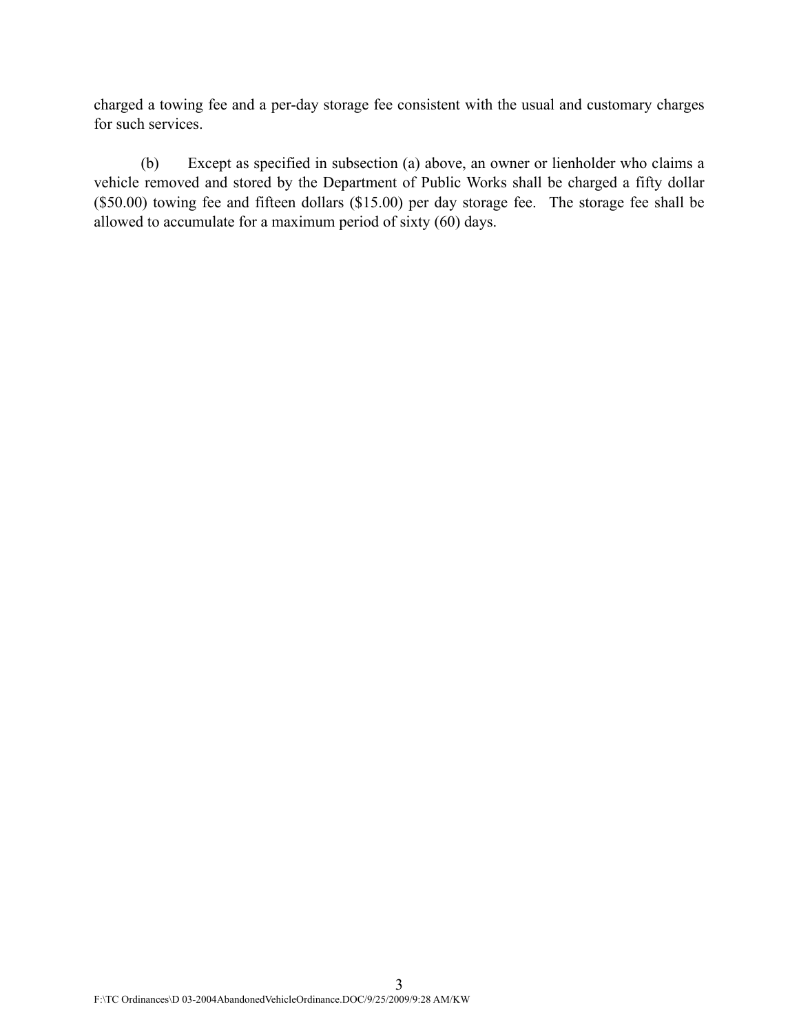charged a towing fee and a per-day storage fee consistent with the usual and customary charges for such services.

(b) Except as specified in subsection (a) above, an owner or lienholder who claims a vehicle removed and stored by the Department of Public Works shall be charged a fifty dollar ($50.00) towing fee and fifteen dollars ($15.00) per day storage fee. The storage fee shall be allowed to accumulate for a maximum period of sixty (60) days.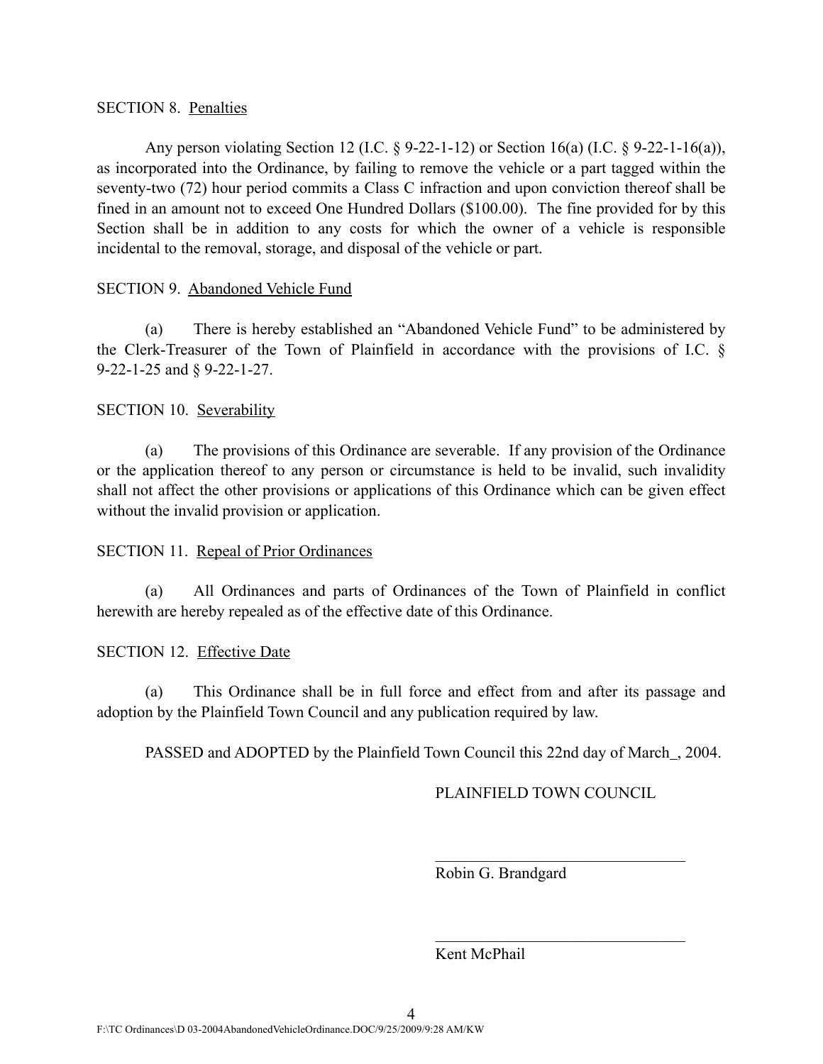SECTION 8. Penalties

Any person violating Section 12 (I.C. § 9-22-1-12) or Section 16(a) (I.C. § 9-22-1-16(a)), as incorporated into the Ordinance, by failing to remove the vehicle or a part tagged within the seventy-two (72) hour period commits a Class C infraction and upon conviction thereof shall be fined in an amount not to exceed One Hundred Dollars ($100.00). The fine provided for by this Section shall be in addition to any costs for which the owner of a vehicle is responsible incidental to the removal, storage, and disposal of the vehicle or part.

SECTION 9. Abandoned Vehicle Fund

(a) There is hereby established an "Abandoned Vehicle Fund" to be administered by the Clerk-Treasurer of the Town of Plainfield in accordance with the provisions of I.C. § 9-22-1-25 and § 9-22-1-27.

SECTION 10. Severability

(a) The provisions of this Ordinance are severable. If any provision of the Ordinance or the application thereof to any person or circumstance is held to be invalid, such invalidity shall not affect the other provisions or applications of this Ordinance which can be given effect without the invalid provision or application.

SECTION 11. Repeal of Prior Ordinances

(a) All Ordinances and parts of Ordinances of the Town of Plainfield in conflict herewith are hereby repealed as of the effective date of this Ordinance.

SECTION 12. Effective Date

(a) This Ordinance shall be in full force and effect from and after its passage and adoption by the Plainfield Town Council and any publication required by law.

PASSED and ADOPTED by the Plainfield Town Council this 22nd day of March_, 2004.

PLAINFIELD TOWN COUNCIL

_______________________________
Robin G. Brandgard

_______________________________
Kent McPhail

F:\TC Ordinances\D 03-2004AbandonedVehicleOrdinance.DOC/9/25/2009/9:28 AM/KW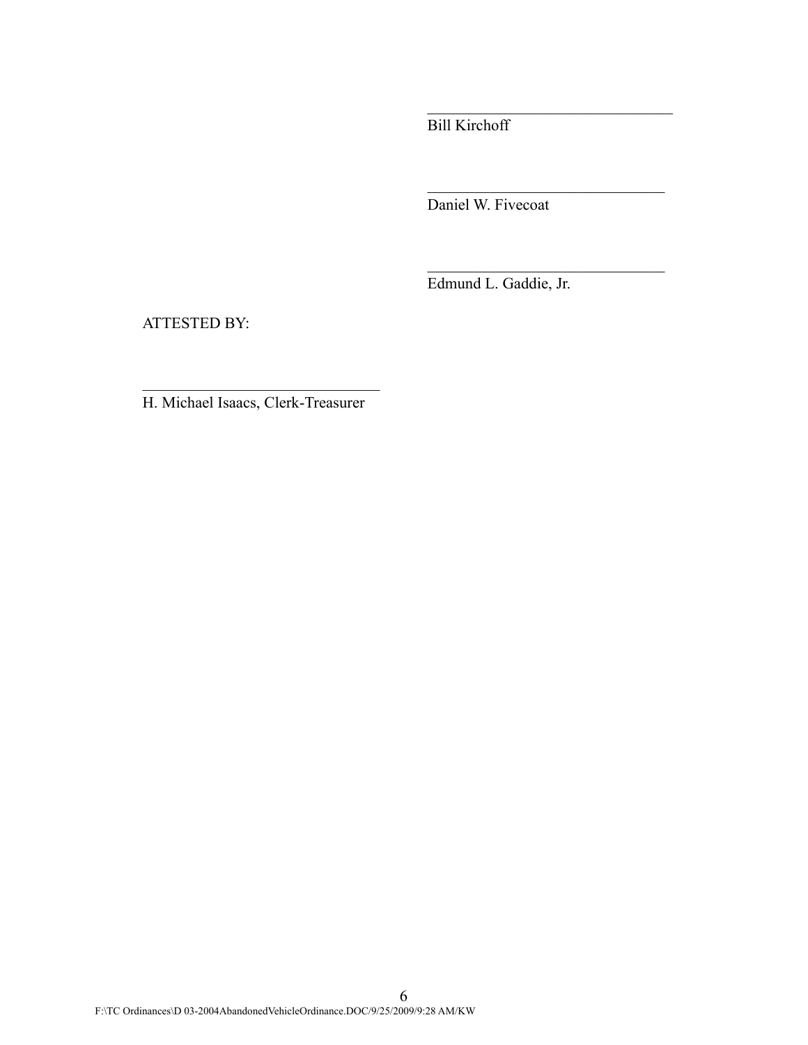\_\_\_\_\_\_\_\_\_\_\_\_\_\_\_\_\_\_\_\_\_\_\_\_\_\_\_\_\_\_\_\_

Bill Kirchoff

\_\_\_\_\_\_\_\_\_\_\_\_\_\_\_\_\_\_\_\_\_\_\_\_\_\_\_\_\_\_\_\_

Daniel W. Fivecoat

\_\_\_\_\_\_\_\_\_\_\_\_\_\_\_\_\_\_\_\_\_\_\_\_\_\_\_\_\_\_\_\_

Edmund L. Gaddie, Jr.

ATTESTED BY:

\_\_\_\_\_\_\_\_\_\_\_\_\_\_\_\_\_\_\_\_\_\_\_\_\_\_\_\_\_\_\_\_

H. Michael Isaacs, Clerk-Treasurer

F:\TC Ordinances\D 03-2004AbandonedVehicleOrdinance.DOC/9/25/2009/9:28 AM/KW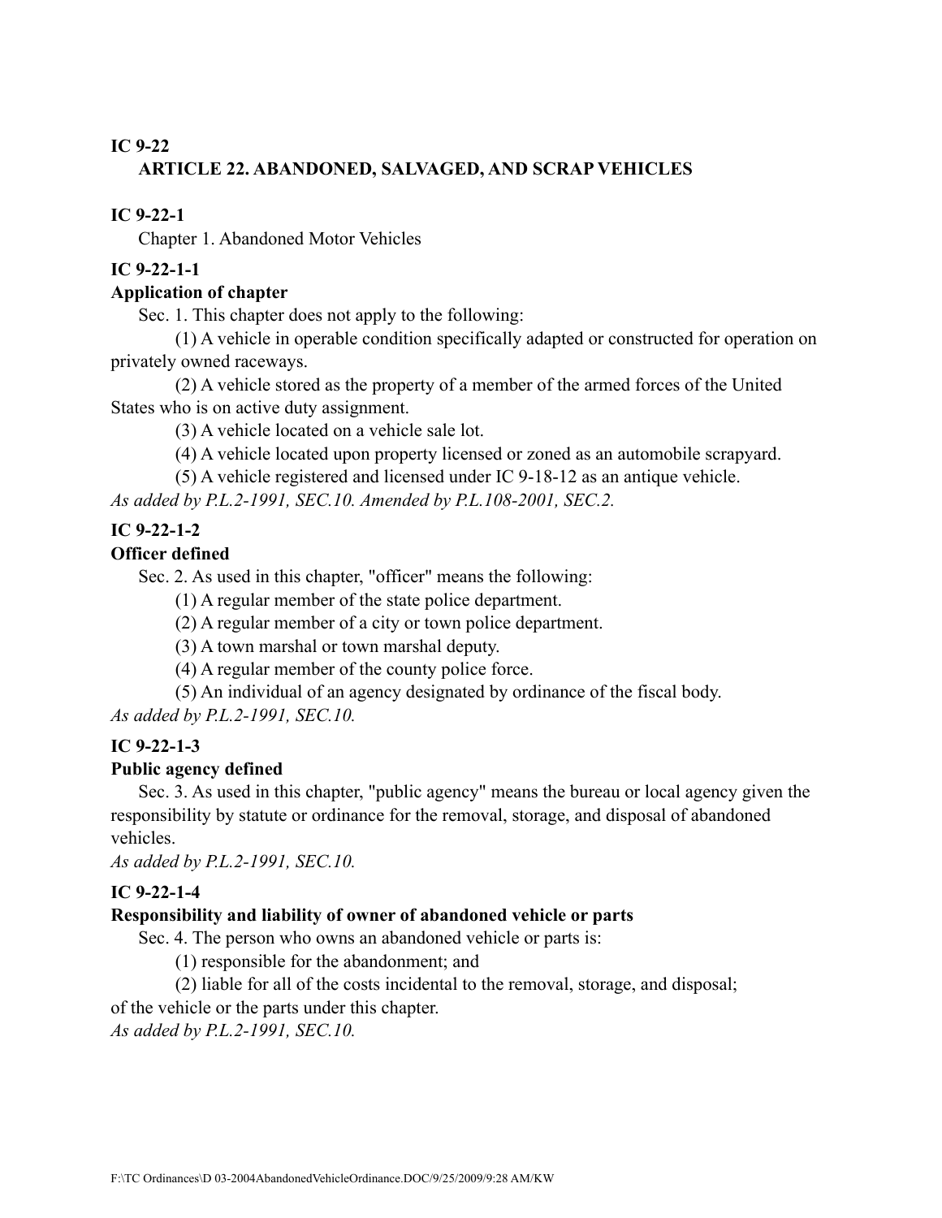**IC 9-22**

**ARTICLE 22. ABANDONED, SALVAGED, AND SCRAP VEHICLES**

**IC 9-22-1**

Chapter 1. Abandoned Motor Vehicles

**IC 9-22-1-1**

**Application of chapter**

Sec. 1. This chapter does not apply to the following:

(1) A vehicle in operable condition specifically adapted or constructed for operation on privately owned raceways.

(2) A vehicle stored as the property of a member of the armed forces of the United States who is on active duty assignment.

(3) A vehicle located on a vehicle sale lot.

(4) A vehicle located upon property licensed or zoned as an automobile scrapyard.

(5) A vehicle registered and licensed under IC 9-18-12 as an antique vehicle.

*As added by P.L.2-1991, SEC.10. Amended by P.L.108-2001, SEC.2.*

**IC 9-22-1-2**

**Officer defined**

Sec. 2. As used in this chapter, "officer" means the following:

(1) A regular member of the state police department.

(2) A regular member of a city or town police department.

(3) A town marshal or town marshal deputy.

(4) A regular member of the county police force.

(5) An individual of an agency designated by ordinance of the fiscal body.

*As added by P.L.2-1991, SEC.10.*

**IC 9-22-1-3**

**Public agency defined**

Sec. 3. As used in this chapter, "public agency" means the bureau or local agency given the responsibility by statute or ordinance for the removal, storage, and disposal of abandoned vehicles.

*As added by P.L.2-1991, SEC.10.*

**IC 9-22-1-4**

**Responsibility and liability of owner of abandoned vehicle or parts**

Sec. 4. The person who owns an abandoned vehicle or parts is:

(1) responsible for the abandonment; and

(2) liable for all of the costs incidental to the removal, storage, and disposal;

of the vehicle or the parts under this chapter.

*As added by P.L.2-1991, SEC.10.*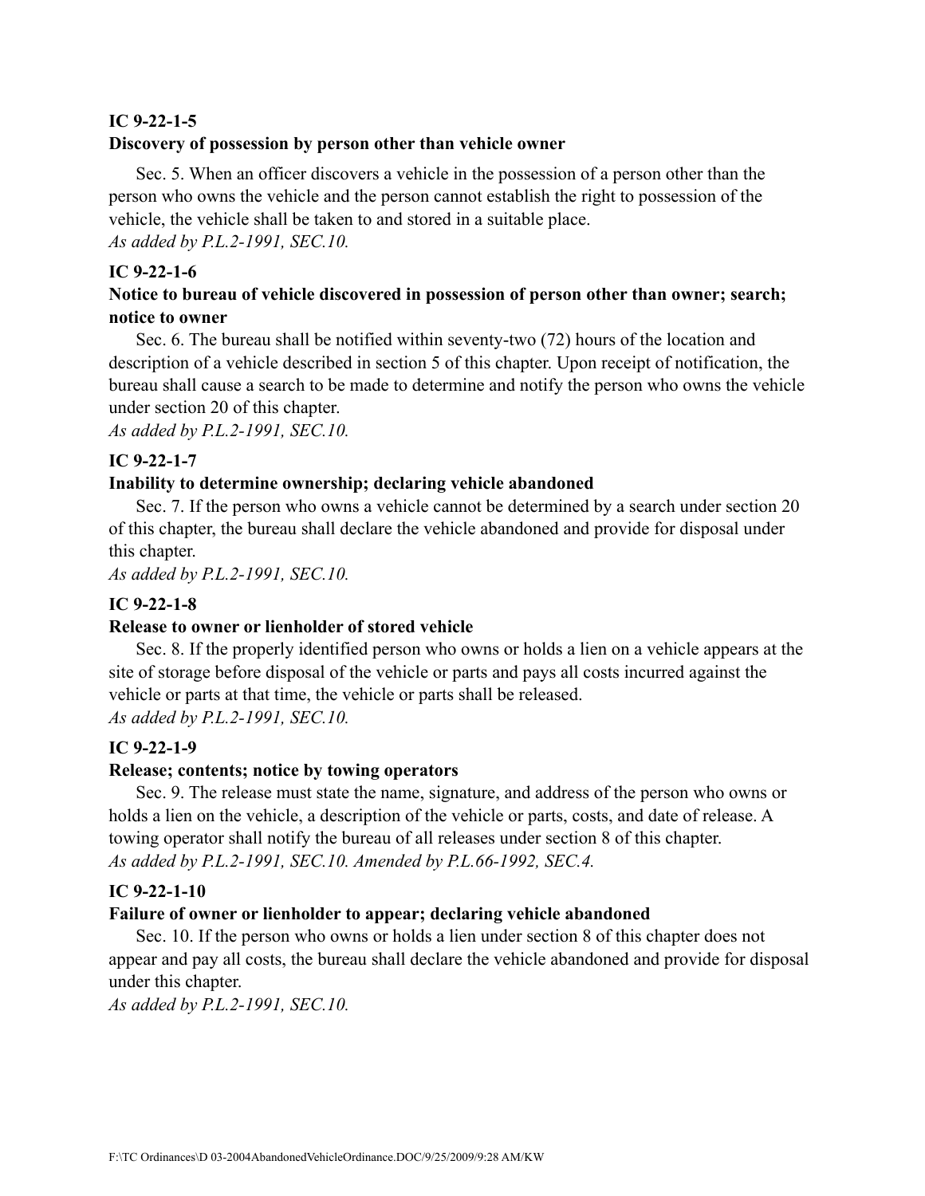**IC 9-22-1-5**

**Discovery of possession by person other than vehicle owner**

Sec. 5. When an officer discovers a vehicle in the possession of a person other than the person who owns the vehicle and the person cannot establish the right to possession of the vehicle, the vehicle shall be taken to and stored in a suitable place.

*As added by P.L.2-1991, SEC.10.*

**IC 9-22-1-6**

**Notice to bureau of vehicle discovered in possession of person other than owner; search; notice to owner**

Sec. 6. The bureau shall be notified within seventy-two (72) hours of the location and description of a vehicle described in section 5 of this chapter. Upon receipt of notification, the bureau shall cause a search to be made to determine and notify the person who owns the vehicle under section 20 of this chapter.

*As added by P.L.2-1991, SEC.10.*

**IC 9-22-1-7**

**Inability to determine ownership; declaring vehicle abandoned**

Sec. 7. If the person who owns a vehicle cannot be determined by a search under section 20 of this chapter, the bureau shall declare the vehicle abandoned and provide for disposal under this chapter.

*As added by P.L.2-1991, SEC.10.*

**IC 9-22-1-8**

**Release to owner or lienholder of stored vehicle**

Sec. 8. If the properly identified person who owns or holds a lien on a vehicle appears at the site of storage before disposal of the vehicle or parts and pays all costs incurred against the vehicle or parts at that time, the vehicle or parts shall be released.

*As added by P.L.2-1991, SEC.10.*

**IC 9-22-1-9**

**Release; contents; notice by towing operators**

Sec. 9. The release must state the name, signature, and address of the person who owns or holds a lien on the vehicle, a description of the vehicle or parts, costs, and date of release. A towing operator shall notify the bureau of all releases under section 8 of this chapter.

*As added by P.L.2-1991, SEC.10. Amended by P.L.66-1992, SEC.4.*

**IC 9-22-1-10**

**Failure of owner or lienholder to appear; declaring vehicle abandoned**

Sec. 10. If the person who owns or holds a lien under section 8 of this chapter does not appear and pay all costs, the bureau shall declare the vehicle abandoned and provide for disposal under this chapter.

*As added by P.L.2-1991, SEC.10.*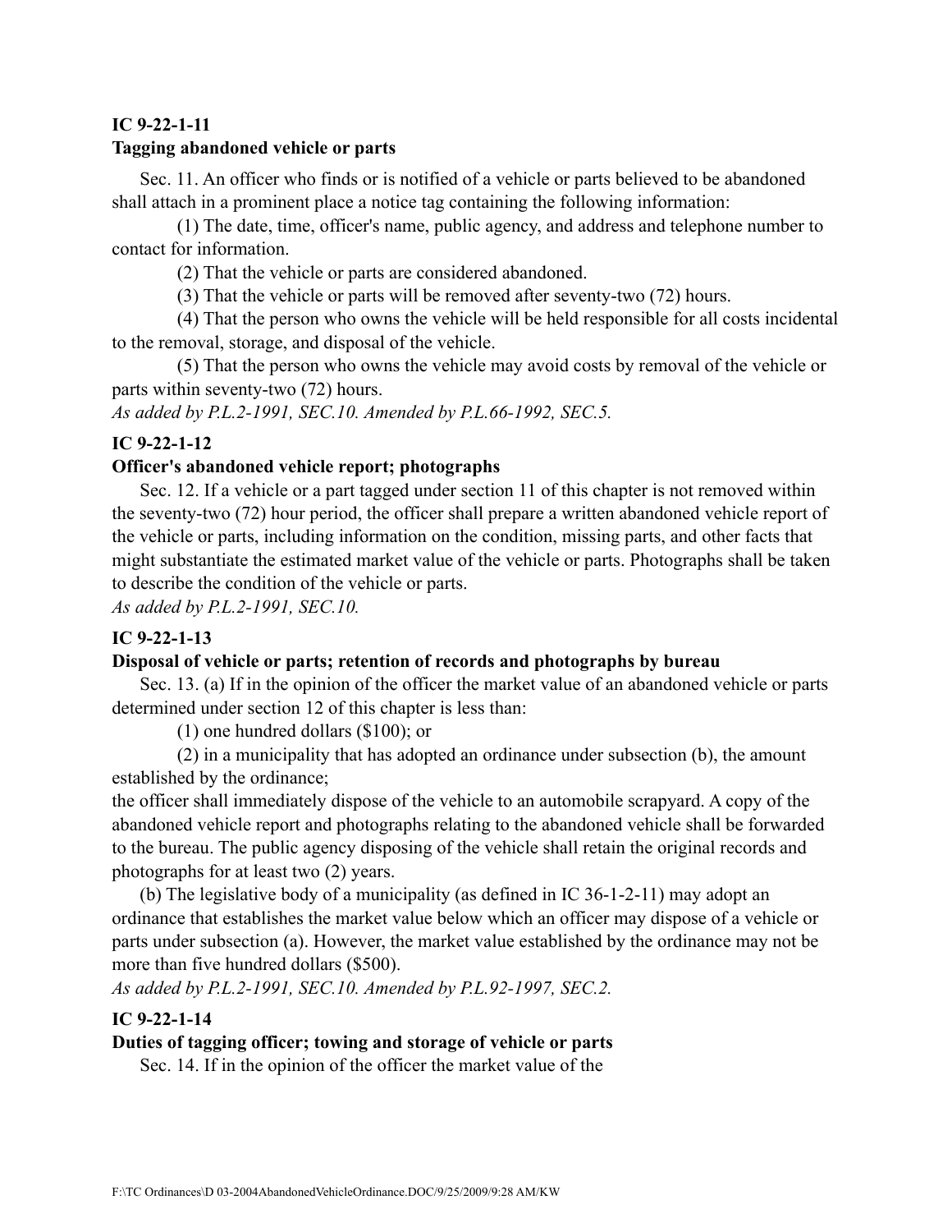**IC 9-22-1-11**

**Tagging abandoned vehicle or parts**

Sec. 11. An officer who finds or is notified of a vehicle or parts believed to be abandoned shall attach in a prominent place a notice tag containing the following information:

(1) The date, time, officer's name, public agency, and address and telephone number to contact for information.

(2) That the vehicle or parts are considered abandoned.

(3) That the vehicle or parts will be removed after seventy-two (72) hours.

(4) That the person who owns the vehicle will be held responsible for all costs incidental to the removal, storage, and disposal of the vehicle.

(5) That the person who owns the vehicle may avoid costs by removal of the vehicle or parts within seventy-two (72) hours.

*As added by P.L.2-1991, SEC.10. Amended by P.L.66-1992, SEC.5.*

**IC 9-22-1-12**

**Officer's abandoned vehicle report; photographs**

Sec. 12. If a vehicle or a part tagged under section 11 of this chapter is not removed within the seventy-two (72) hour period, the officer shall prepare a written abandoned vehicle report of the vehicle or parts, including information on the condition, missing parts, and other facts that might substantiate the estimated market value of the vehicle or parts. Photographs shall be taken to describe the condition of the vehicle or parts.

*As added by P.L.2-1991, SEC.10.*

**IC 9-22-1-13**

**Disposal of vehicle or parts; retention of records and photographs by bureau**

Sec. 13. (a) If in the opinion of the officer the market value of an abandoned vehicle or parts determined under section 12 of this chapter is less than:

(1) one hundred dollars ($100); or

(2) in a municipality that has adopted an ordinance under subsection (b), the amount established by the ordinance;

the officer shall immediately dispose of the vehicle to an automobile scrapyard. A copy of the abandoned vehicle report and photographs relating to the abandoned vehicle shall be forwarded to the bureau. The public agency disposing of the vehicle shall retain the original records and photographs for at least two (2) years.

(b) The legislative body of a municipality (as defined in IC 36-1-2-11) may adopt an ordinance that establishes the market value below which an officer may dispose of a vehicle or parts under subsection (a). However, the market value established by the ordinance may not be more than five hundred dollars ($500).

*As added by P.L.2-1991, SEC.10. Amended by P.L.92-1997, SEC.2.*

**IC 9-22-1-14**

**Duties of tagging officer; towing and storage of vehicle or parts**

Sec. 14. If in the opinion of the officer the market value of the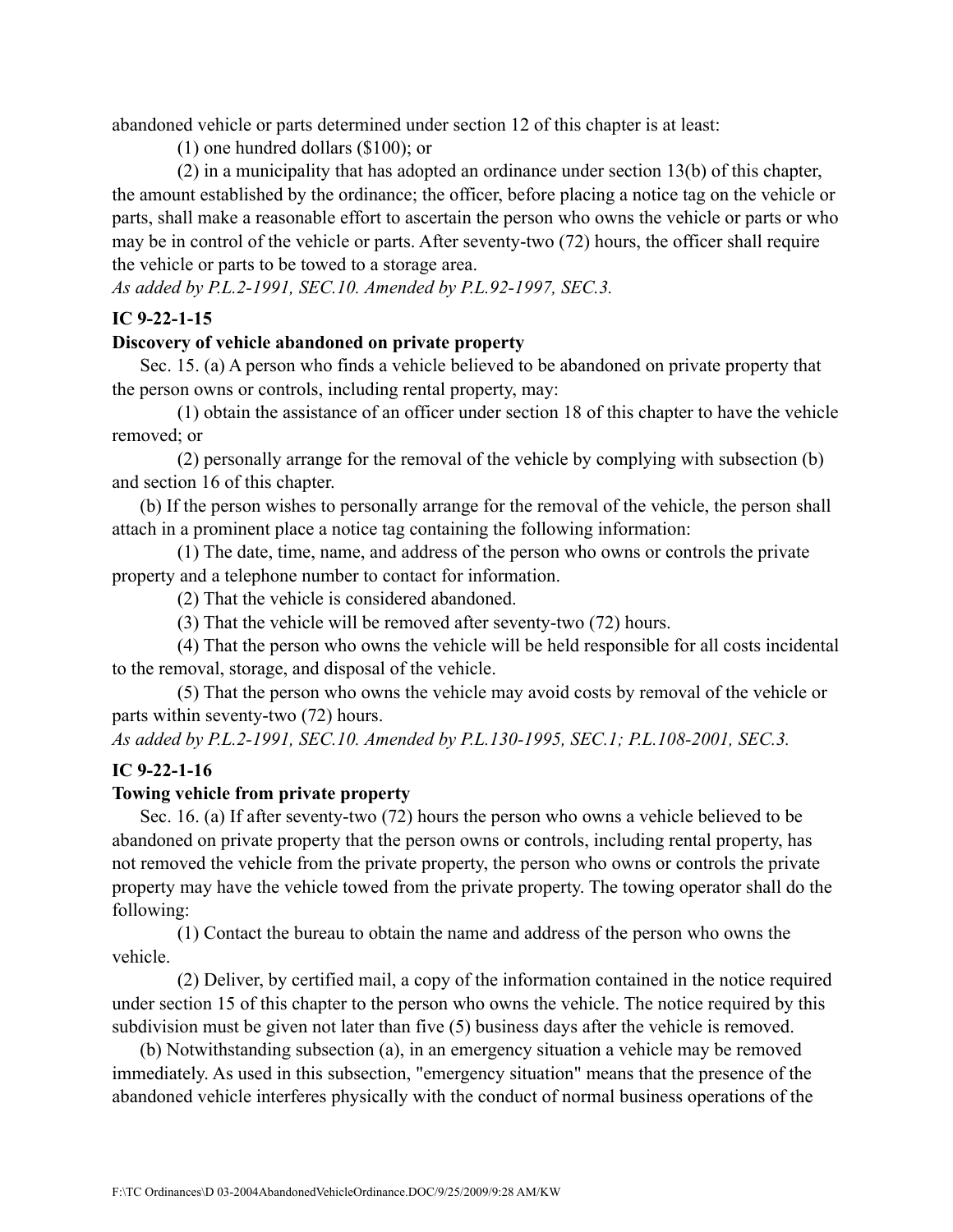abandoned vehicle or parts determined under section 12 of this chapter is at least:

(1) one hundred dollars ($100); or

(2) in a municipality that has adopted an ordinance under section 13(b) of this chapter, the amount established by the ordinance; the officer, before placing a notice tag on the vehicle or parts, shall make a reasonable effort to ascertain the person who owns the vehicle or parts or who may be in control of the vehicle or parts. After seventy-two (72) hours, the officer shall require the vehicle or parts to be towed to a storage area.

*As added by P.L.2-1991, SEC.10. Amended by P.L.92-1997, SEC.3.*

**IC 9-22-1-15**

**Discovery of vehicle abandoned on private property**

Sec. 15. (a) A person who finds a vehicle believed to be abandoned on private property that the person owns or controls, including rental property, may:

(1) obtain the assistance of an officer under section 18 of this chapter to have the vehicle removed; or

(2) personally arrange for the removal of the vehicle by complying with subsection (b) and section 16 of this chapter.

(b) If the person wishes to personally arrange for the removal of the vehicle, the person shall attach in a prominent place a notice tag containing the following information:

(1) The date, time, name, and address of the person who owns or controls the private property and a telephone number to contact for information.

(2) That the vehicle is considered abandoned.

(3) That the vehicle will be removed after seventy-two (72) hours.

(4) That the person who owns the vehicle will be held responsible for all costs incidental to the removal, storage, and disposal of the vehicle.

(5) That the person who owns the vehicle may avoid costs by removal of the vehicle or parts within seventy-two (72) hours.

*As added by P.L.2-1991, SEC.10. Amended by P.L.130-1995, SEC.1; P.L.108-2001, SEC.3.*

**IC 9-22-1-16**

**Towing vehicle from private property**

Sec. 16. (a) If after seventy-two (72) hours the person who owns a vehicle believed to be abandoned on private property that the person owns or controls, including rental property, has not removed the vehicle from the private property, the person who owns or controls the private property may have the vehicle towed from the private property. The towing operator shall do the following:

(1) Contact the bureau to obtain the name and address of the person who owns the vehicle.

(2) Deliver, by certified mail, a copy of the information contained in the notice required under section 15 of this chapter to the person who owns the vehicle. The notice required by this subdivision must be given not later than five (5) business days after the vehicle is removed.

(b) Notwithstanding subsection (a), in an emergency situation a vehicle may be removed immediately. As used in this subsection, "emergency situation" means that the presence of the abandoned vehicle interferes physically with the conduct of normal business operations of the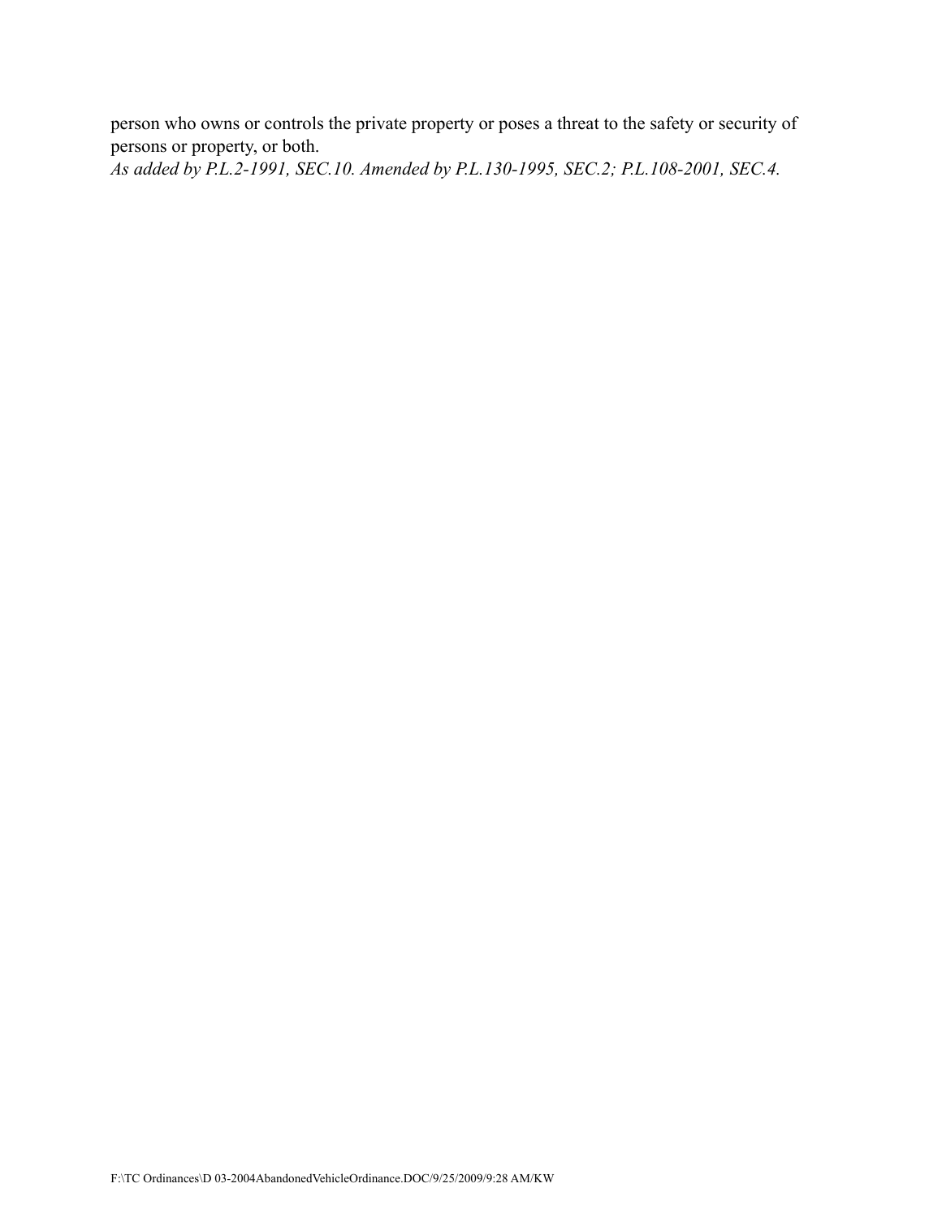person who owns or controls the private property or poses a threat to the safety or security of persons or property, or both.

*As added by P.L.2-1991, SEC.10. Amended by P.L.130-1995, SEC.2; P.L.108-2001, SEC.4.*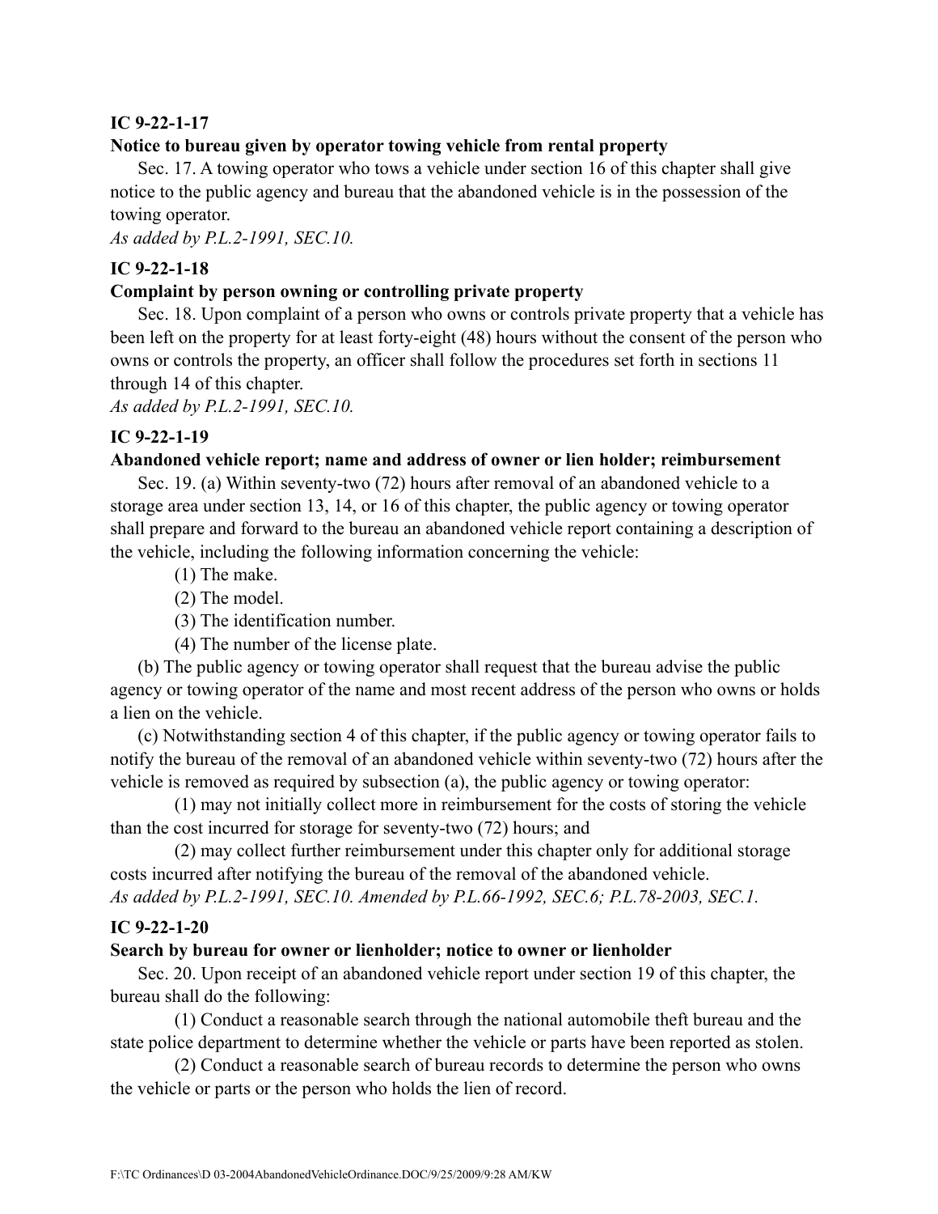**IC 9-22-1-17**

**Notice to bureau given by operator towing vehicle from rental property**

Sec. 17. A towing operator who tows a vehicle under section 16 of this chapter shall give notice to the public agency and bureau that the abandoned vehicle is in the possession of the towing operator.

*As added by P.L.2-1991, SEC.10.*

**IC 9-22-1-18**

**Complaint by person owning or controlling private property**

Sec. 18. Upon complaint of a person who owns or controls private property that a vehicle has been left on the property for at least forty-eight (48) hours without the consent of the person who owns or controls the property, an officer shall follow the procedures set forth in sections 11 through 14 of this chapter.

*As added by P.L.2-1991, SEC.10.*

**IC 9-22-1-19**

**Abandoned vehicle report; name and address of owner or lien holder; reimbursement**

Sec. 19. (a) Within seventy-two (72) hours after removal of an abandoned vehicle to a storage area under section 13, 14, or 16 of this chapter, the public agency or towing operator shall prepare and forward to the bureau an abandoned vehicle report containing a description of the vehicle, including the following information concerning the vehicle:

(1) The make.

(2) The model.

(3) The identification number.

(4) The number of the license plate.

(b) The public agency or towing operator shall request that the bureau advise the public agency or towing operator of the name and most recent address of the person who owns or holds a lien on the vehicle.

(c) Notwithstanding section 4 of this chapter, if the public agency or towing operator fails to notify the bureau of the removal of an abandoned vehicle within seventy-two (72) hours after the vehicle is removed as required by subsection (a), the public agency or towing operator:

(1) may not initially collect more in reimbursement for the costs of storing the vehicle than the cost incurred for storage for seventy-two (72) hours; and

(2) may collect further reimbursement under this chapter only for additional storage costs incurred after notifying the bureau of the removal of the abandoned vehicle.

*As added by P.L.2-1991, SEC.10. Amended by P.L.66-1992, SEC.6; P.L.78-2003, SEC.1.*

**IC 9-22-1-20**

**Search by bureau for owner or lienholder; notice to owner or lienholder**

Sec. 20. Upon receipt of an abandoned vehicle report under section 19 of this chapter, the bureau shall do the following:

(1) Conduct a reasonable search through the national automobile theft bureau and the state police department to determine whether the vehicle or parts have been reported as stolen.

(2) Conduct a reasonable search of bureau records to determine the person who owns the vehicle or parts or the person who holds the lien of record.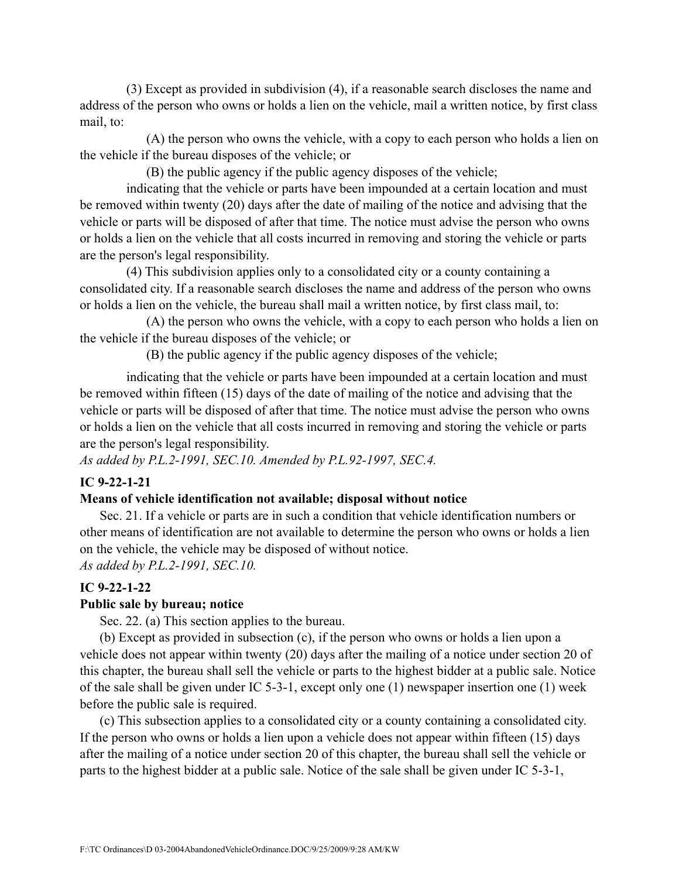(3) Except as provided in subdivision (4), if a reasonable search discloses the name and address of the person who owns or holds a lien on the vehicle, mail a written notice, by first class mail, to:

(A) the person who owns the vehicle, with a copy to each person who holds a lien on the vehicle if the bureau disposes of the vehicle; or

(B) the public agency if the public agency disposes of the vehicle;

indicating that the vehicle or parts have been impounded at a certain location and must be removed within twenty (20) days after the date of mailing of the notice and advising that the vehicle or parts will be disposed of after that time. The notice must advise the person who owns or holds a lien on the vehicle that all costs incurred in removing and storing the vehicle or parts are the person's legal responsibility.

(4) This subdivision applies only to a consolidated city or a county containing a consolidated city. If a reasonable search discloses the name and address of the person who owns or holds a lien on the vehicle, the bureau shall mail a written notice, by first class mail, to:

(A) the person who owns the vehicle, with a copy to each person who holds a lien on the vehicle if the bureau disposes of the vehicle; or

(B) the public agency if the public agency disposes of the vehicle;

indicating that the vehicle or parts have been impounded at a certain location and must be removed within fifteen (15) days of the date of mailing of the notice and advising that the vehicle or parts will be disposed of after that time. The notice must advise the person who owns or holds a lien on the vehicle that all costs incurred in removing and storing the vehicle or parts are the person's legal responsibility.

*As added by P.L.2-1991, SEC.10. Amended by P.L.92-1997, SEC.4.*

**IC 9-22-1-21**

**Means of vehicle identification not available; disposal without notice**

Sec. 21. If a vehicle or parts are in such a condition that vehicle identification numbers or other means of identification are not available to determine the person who owns or holds a lien on the vehicle, the vehicle may be disposed of without notice.

*As added by P.L.2-1991, SEC.10.*

**IC 9-22-1-22**

**Public sale by bureau; notice**

Sec. 22. (a) This section applies to the bureau.

(b) Except as provided in subsection (c), if the person who owns or holds a lien upon a vehicle does not appear within twenty (20) days after the mailing of a notice under section 20 of this chapter, the bureau shall sell the vehicle or parts to the highest bidder at a public sale. Notice of the sale shall be given under IC 5-3-1, except only one (1) newspaper insertion one (1) week before the public sale is required.

(c) This subsection applies to a consolidated city or a county containing a consolidated city. If the person who owns or holds a lien upon a vehicle does not appear within fifteen (15) days after the mailing of a notice under section 20 of this chapter, the bureau shall sell the vehicle or parts to the highest bidder at a public sale. Notice of the sale shall be given under IC 5-3-1,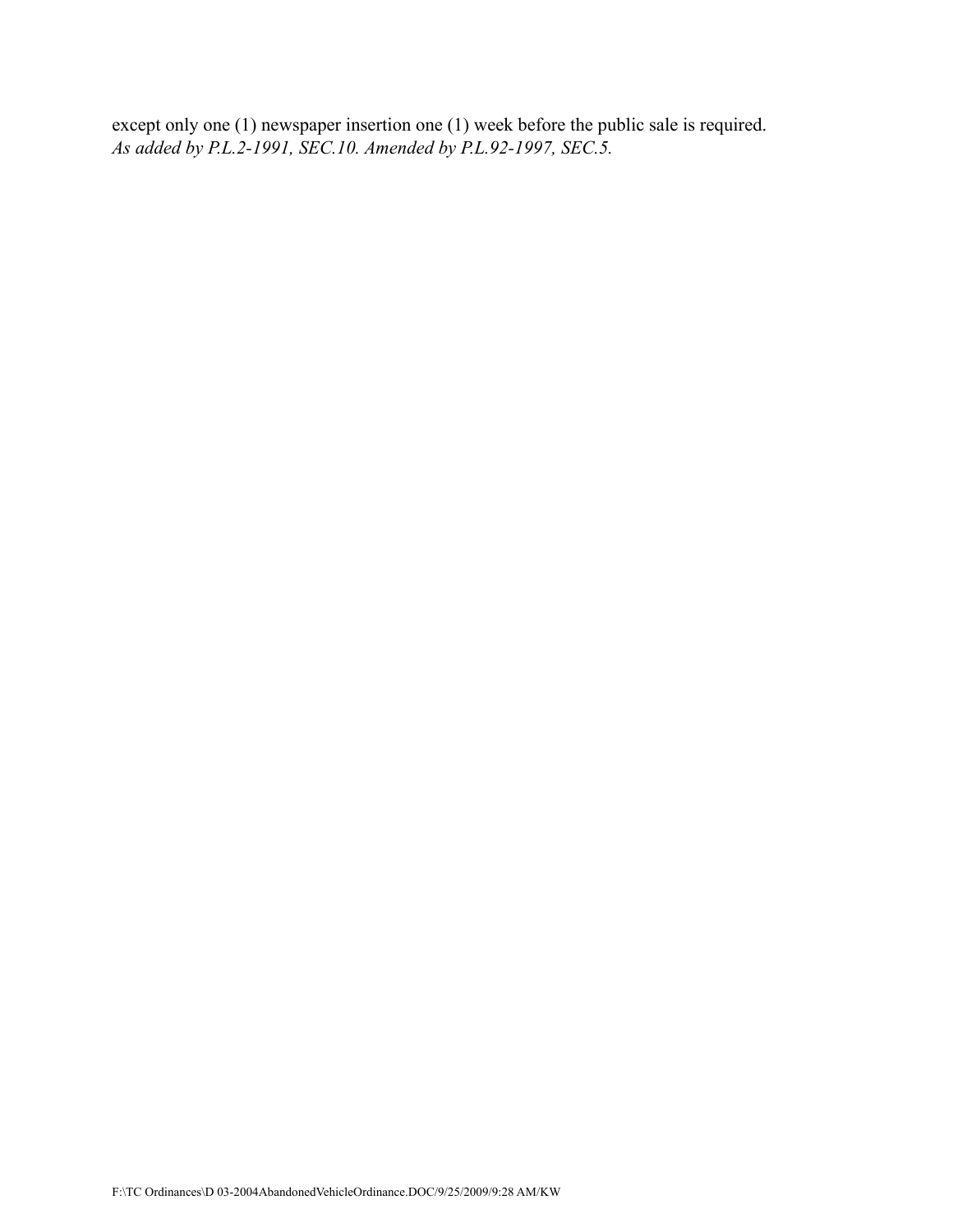except only one (1) newspaper insertion one (1) week before the public sale is required.
*As added by P.L.2-1991, SEC.10. Amended by P.L.92-1997, SEC.5.*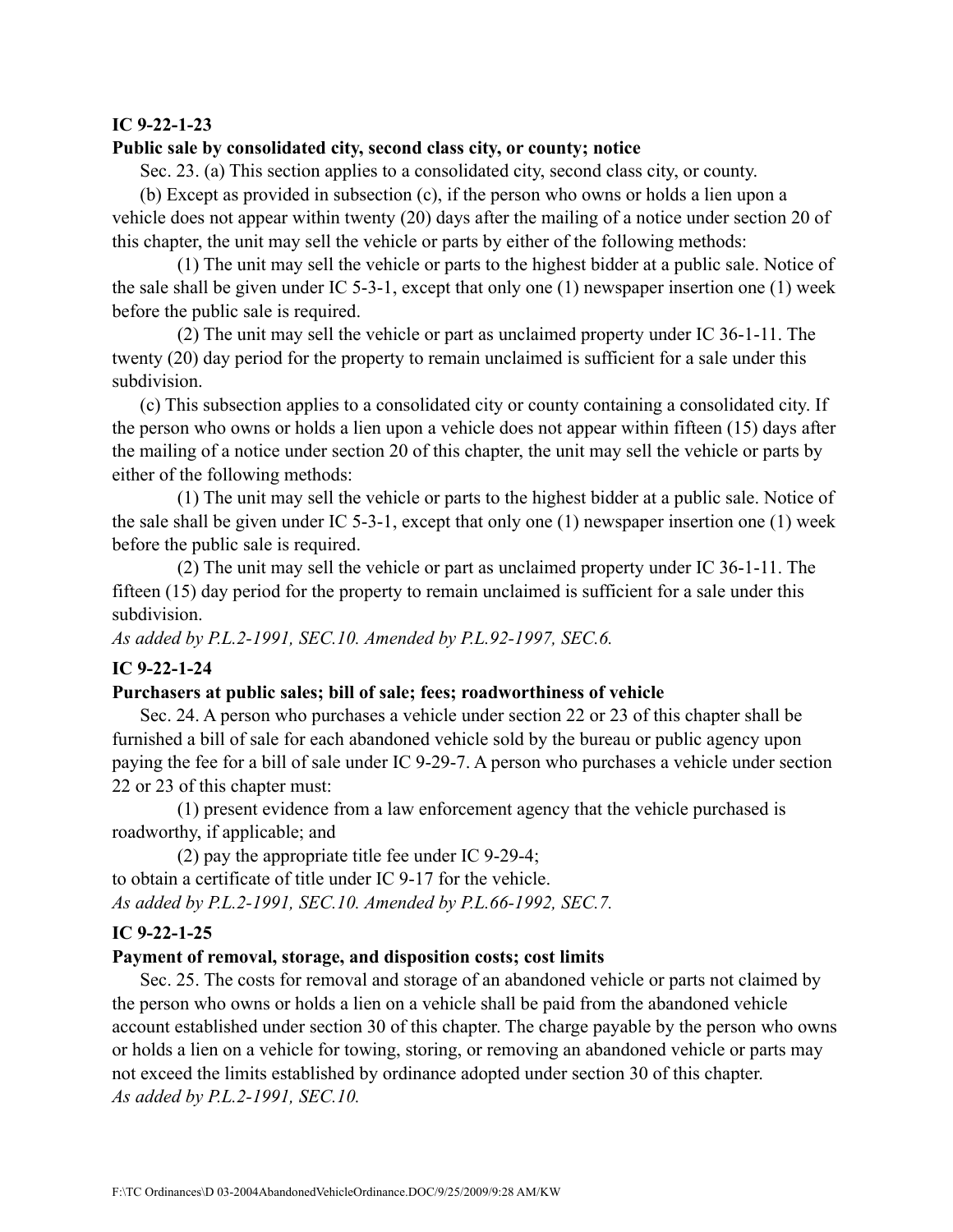**IC 9-22-1-23**

**Public sale by consolidated city, second class city, or county; notice**

Sec. 23. (a) This section applies to a consolidated city, second class city, or county.

(b) Except as provided in subsection (c), if the person who owns or holds a lien upon a vehicle does not appear within twenty (20) days after the mailing of a notice under section 20 of this chapter, the unit may sell the vehicle or parts by either of the following methods:

(1) The unit may sell the vehicle or parts to the highest bidder at a public sale. Notice of the sale shall be given under IC 5-3-1, except that only one (1) newspaper insertion one (1) week before the public sale is required.

(2) The unit may sell the vehicle or part as unclaimed property under IC 36-1-11. The twenty (20) day period for the property to remain unclaimed is sufficient for a sale under this subdivision.

(c) This subsection applies to a consolidated city or county containing a consolidated city. If the person who owns or holds a lien upon a vehicle does not appear within fifteen (15) days after the mailing of a notice under section 20 of this chapter, the unit may sell the vehicle or parts by either of the following methods:

(1) The unit may sell the vehicle or parts to the highest bidder at a public sale. Notice of the sale shall be given under IC 5-3-1, except that only one (1) newspaper insertion one (1) week before the public sale is required.

(2) The unit may sell the vehicle or part as unclaimed property under IC 36-1-11. The fifteen (15) day period for the property to remain unclaimed is sufficient for a sale under this subdivision.

*As added by P.L.2-1991, SEC.10. Amended by P.L.92-1997, SEC.6.*

**IC 9-22-1-24**

**Purchasers at public sales; bill of sale; fees; roadworthiness of vehicle**

Sec. 24. A person who purchases a vehicle under section 22 or 23 of this chapter shall be furnished a bill of sale for each abandoned vehicle sold by the bureau or public agency upon paying the fee for a bill of sale under IC 9-29-7. A person who purchases a vehicle under section 22 or 23 of this chapter must:

(1) present evidence from a law enforcement agency that the vehicle purchased is roadworthy, if applicable; and

(2) pay the appropriate title fee under IC 9-29-4;

to obtain a certificate of title under IC 9-17 for the vehicle.

*As added by P.L.2-1991, SEC.10. Amended by P.L.66-1992, SEC.7.*

**IC 9-22-1-25**

**Payment of removal, storage, and disposition costs; cost limits**

Sec. 25. The costs for removal and storage of an abandoned vehicle or parts not claimed by the person who owns or holds a lien on a vehicle shall be paid from the abandoned vehicle account established under section 30 of this chapter. The charge payable by the person who owns or holds a lien on a vehicle for towing, storing, or removing an abandoned vehicle or parts may not exceed the limits established by ordinance adopted under section 30 of this chapter.

*As added by P.L.2-1991, SEC.10.*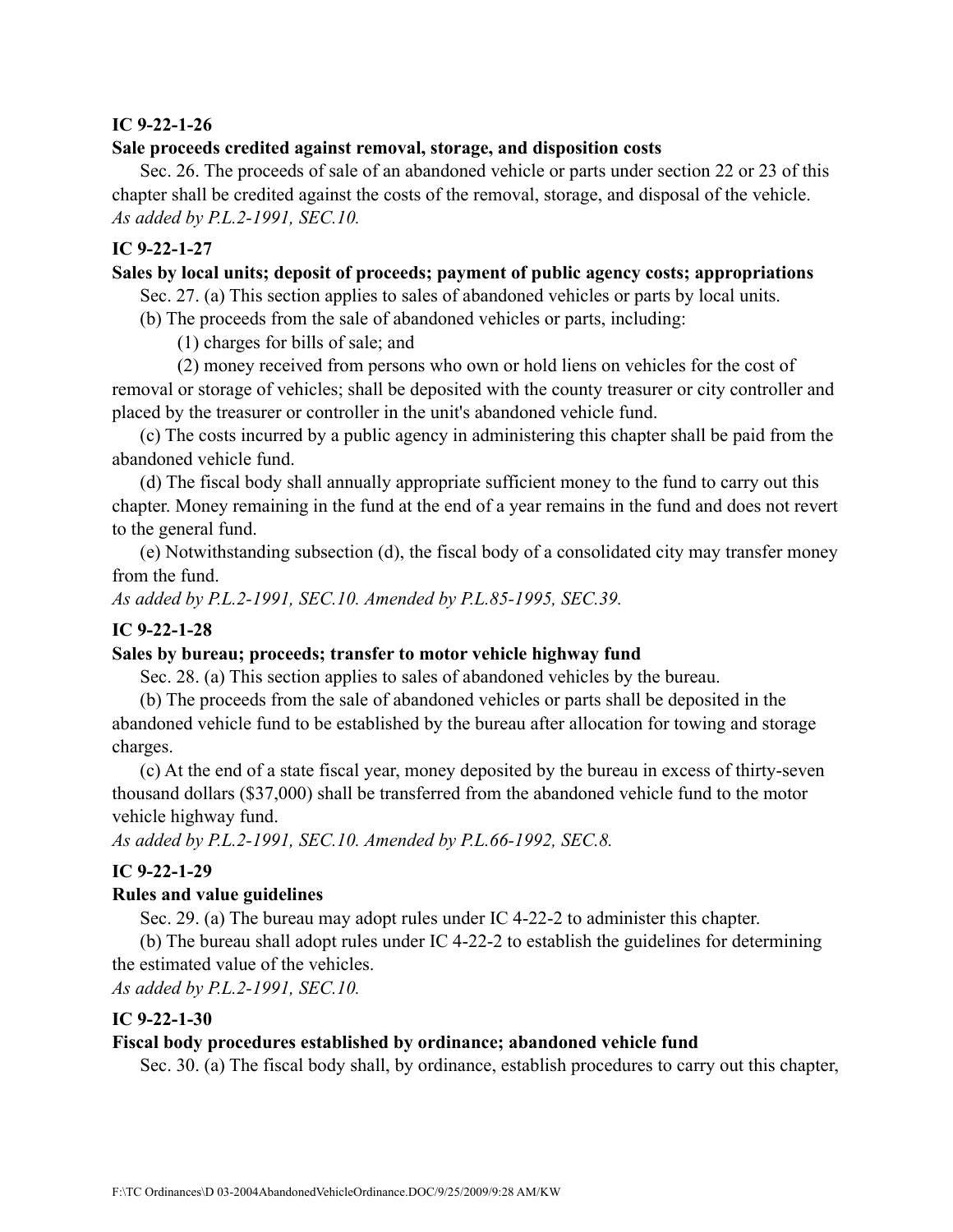**IC 9-22-1-26**

**Sale proceeds credited against removal, storage, and disposition costs**

Sec. 26. The proceeds of sale of an abandoned vehicle or parts under section 22 or 23 of this chapter shall be credited against the costs of the removal, storage, and disposal of the vehicle.
*As added by P.L.2-1991, SEC.10.*

**IC 9-22-1-27**

**Sales by local units; deposit of proceeds; payment of public agency costs; appropriations**

Sec. 27. (a) This section applies to sales of abandoned vehicles or parts by local units.

(b) The proceeds from the sale of abandoned vehicles or parts, including:

(1) charges for bills of sale; and

(2) money received from persons who own or hold liens on vehicles for the cost of removal or storage of vehicles; shall be deposited with the county treasurer or city controller and placed by the treasurer or controller in the unit's abandoned vehicle fund.

(c) The costs incurred by a public agency in administering this chapter shall be paid from the abandoned vehicle fund.

(d) The fiscal body shall annually appropriate sufficient money to the fund to carry out this chapter. Money remaining in the fund at the end of a year remains in the fund and does not revert to the general fund.

(e) Notwithstanding subsection (d), the fiscal body of a consolidated city may transfer money from the fund.
*As added by P.L.2-1991, SEC.10. Amended by P.L.85-1995, SEC.39.*

**IC 9-22-1-28**

**Sales by bureau; proceeds; transfer to motor vehicle highway fund**

Sec. 28. (a) This section applies to sales of abandoned vehicles by the bureau.

(b) The proceeds from the sale of abandoned vehicles or parts shall be deposited in the abandoned vehicle fund to be established by the bureau after allocation for towing and storage charges.

(c) At the end of a state fiscal year, money deposited by the bureau in excess of thirty-seven thousand dollars ($37,000) shall be transferred from the abandoned vehicle fund to the motor vehicle highway fund.
*As added by P.L.2-1991, SEC.10. Amended by P.L.66-1992, SEC.8.*

**IC 9-22-1-29**

**Rules and value guidelines**

Sec. 29. (a) The bureau may adopt rules under IC 4-22-2 to administer this chapter.

(b) The bureau shall adopt rules under IC 4-22-2 to establish the guidelines for determining the estimated value of the vehicles.
*As added by P.L.2-1991, SEC.10.*

**IC 9-22-1-30**

**Fiscal body procedures established by ordinance; abandoned vehicle fund**

Sec. 30. (a) The fiscal body shall, by ordinance, establish procedures to carry out this chapter,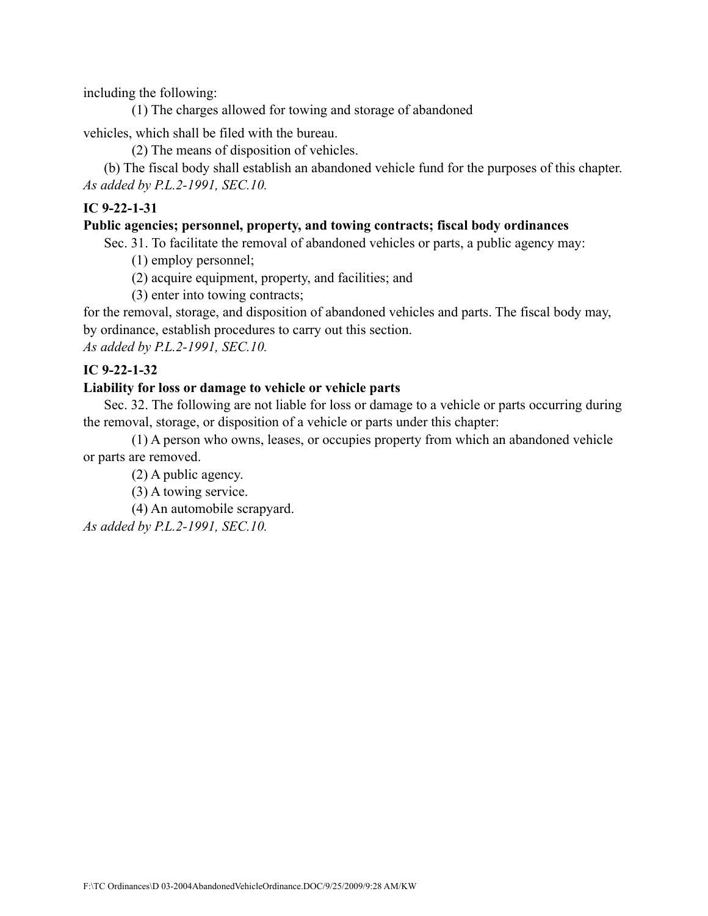including the following:

(1) The charges allowed for towing and storage of abandoned vehicles, which shall be filed with the bureau.

(2) The means of disposition of vehicles.

(b) The fiscal body shall establish an abandoned vehicle fund for the purposes of this chapter.

*As added by P.L.2-1991, SEC.10.*

**IC 9-22-1-31**

**Public agencies; personnel, property, and towing contracts; fiscal body ordinances**

Sec. 31. To facilitate the removal of abandoned vehicles or parts, a public agency may:

(1) employ personnel;

(2) acquire equipment, property, and facilities; and

(3) enter into towing contracts;

for the removal, storage, and disposition of abandoned vehicles and parts. The fiscal body may, by ordinance, establish procedures to carry out this section.

*As added by P.L.2-1991, SEC.10.*

**IC 9-22-1-32**

**Liability for loss or damage to vehicle or vehicle parts**

Sec. 32. The following are not liable for loss or damage to a vehicle or parts occurring during the removal, storage, or disposition of a vehicle or parts under this chapter:

(1) A person who owns, leases, or occupies property from which an abandoned vehicle or parts are removed.

(2) A public agency.

(3) A towing service.

(4) An automobile scrapyard.

*As added by P.L.2-1991, SEC.10.*